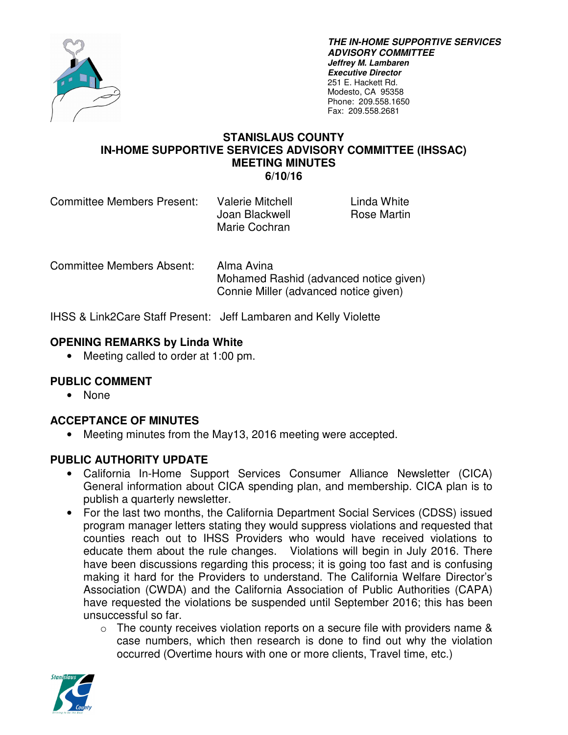**_THE IN-HOME SUPPORTIVE SERVICES ADVISORY COMMITTEE_**
**_Jeffrey M. Lambaren_**
**_Executive Director_**
251 E. Hackett Rd.
Modesto, CA 95358
Phone: 209.558.1650
Fax: 209.558.2681

# STANISLAUS COUNTY
# IN-HOME SUPPORTIVE SERVICES ADVISORY COMMITTEE (IHSSAC)
# MEETING MINUTES
# 6/10/16

Committee Members Present: Valerie Mitchell, Joan Blackwell, Marie Cochran, Linda White, Rose Martin

Committee Members Absent: Alma Avina, Mohamed Rashid (advanced notice given), Connie Miller (advanced notice given)

IHSS & Link2Care Staff Present: Jeff Lambaren and Kelly Violette

## OPENING REMARKS by Linda White

- Meeting called to order at 1:00 pm.

## PUBLIC COMMENT

- None

## ACCEPTANCE OF MINUTES

- Meeting minutes from the May13, 2016 meeting were accepted.

## PUBLIC AUTHORITY UPDATE

- California In-Home Support Services Consumer Alliance Newsletter (CICA) General information about CICA spending plan, and membership. CICA plan is to publish a quarterly newsletter.
- For the last two months, the California Department Social Services (CDSS) issued program manager letters stating they would suppress violations and requested that counties reach out to IHSS Providers who would have received violations to educate them about the rule changes. Violations will begin in July 2016. There have been discussions regarding this process; it is going too fast and is confusing making it hard for the Providers to understand. The California Welfare Director's Association (CWDA) and the California Association of Public Authorities (CAPA) have requested the violations be suspended until September 2016; this has been unsuccessful so far.
  - The county receives violation reports on a secure file with providers name & case numbers, which then research is done to find out why the violation occurred (Overtime hours with one or more clients, Travel time, etc.)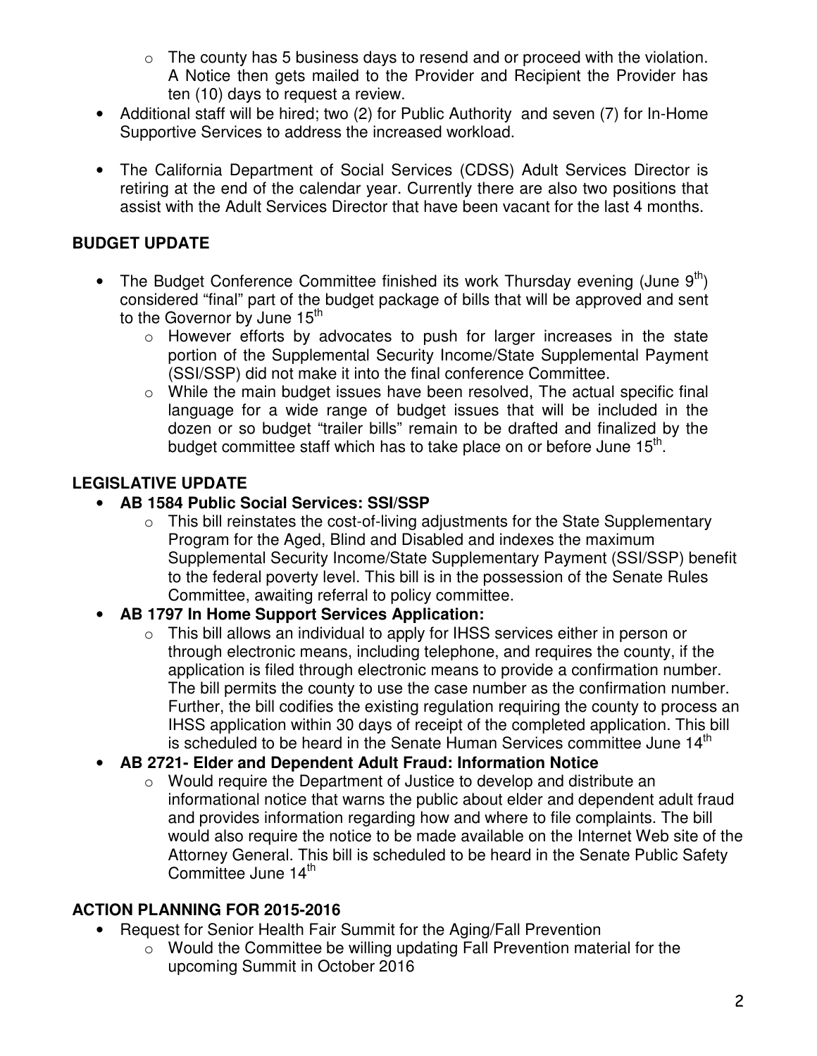- The county has 5 business days to resend and or proceed with the violation. A Notice then gets mailed to the Provider and Recipient the Provider has ten (10) days to request a review.

- Additional staff will be hired; two (2) for Public Authority and seven (7) for In-Home Supportive Services to address the increased workload.

- The California Department of Social Services (CDSS) Adult Services Director is retiring at the end of the calendar year. Currently there are also two positions that assist with the Adult Services Director that have been vacant for the last 4 months.

## BUDGET UPDATE

- The Budget Conference Committee finished its work Thursday evening (June 9th) considered "final" part of the budget package of bills that will be approved and sent to the Governor by June 15th
  - However efforts by advocates to push for larger increases in the state portion of the Supplemental Security Income/State Supplemental Payment (SSI/SSP) did not make it into the final conference Committee.
  - While the main budget issues have been resolved, The actual specific final language for a wide range of budget issues that will be included in the dozen or so budget "trailer bills" remain to be drafted and finalized by the budget committee staff which has to take place on or before June 15th.

## LEGISLATIVE UPDATE

- **AB 1584 Public Social Services: SSI/SSP**
  - This bill reinstates the cost-of-living adjustments for the State Supplementary Program for the Aged, Blind and Disabled and indexes the maximum Supplemental Security Income/State Supplementary Payment (SSI/SSP) benefit to the federal poverty level. This bill is in the possession of the Senate Rules Committee, awaiting referral to policy committee.
- **AB 1797 In Home Support Services Application:**
  - This bill allows an individual to apply for IHSS services either in person or through electronic means, including telephone, and requires the county, if the application is filed through electronic means to provide a confirmation number. The bill permits the county to use the case number as the confirmation number. Further, the bill codifies the existing regulation requiring the county to process an IHSS application within 30 days of receipt of the completed application. This bill is scheduled to be heard in the Senate Human Services committee June 14th
- **AB 2721- Elder and Dependent Adult Fraud: Information Notice**
  - Would require the Department of Justice to develop and distribute an informational notice that warns the public about elder and dependent adult fraud and provides information regarding how and where to file complaints. The bill would also require the notice to be made available on the Internet Web site of the Attorney General. This bill is scheduled to be heard in the Senate Public Safety Committee June 14th

## ACTION PLANNING FOR 2015-2016

- Request for Senior Health Fair Summit for the Aging/Fall Prevention
  - Would the Committee be willing updating Fall Prevention material for the upcoming Summit in October 2016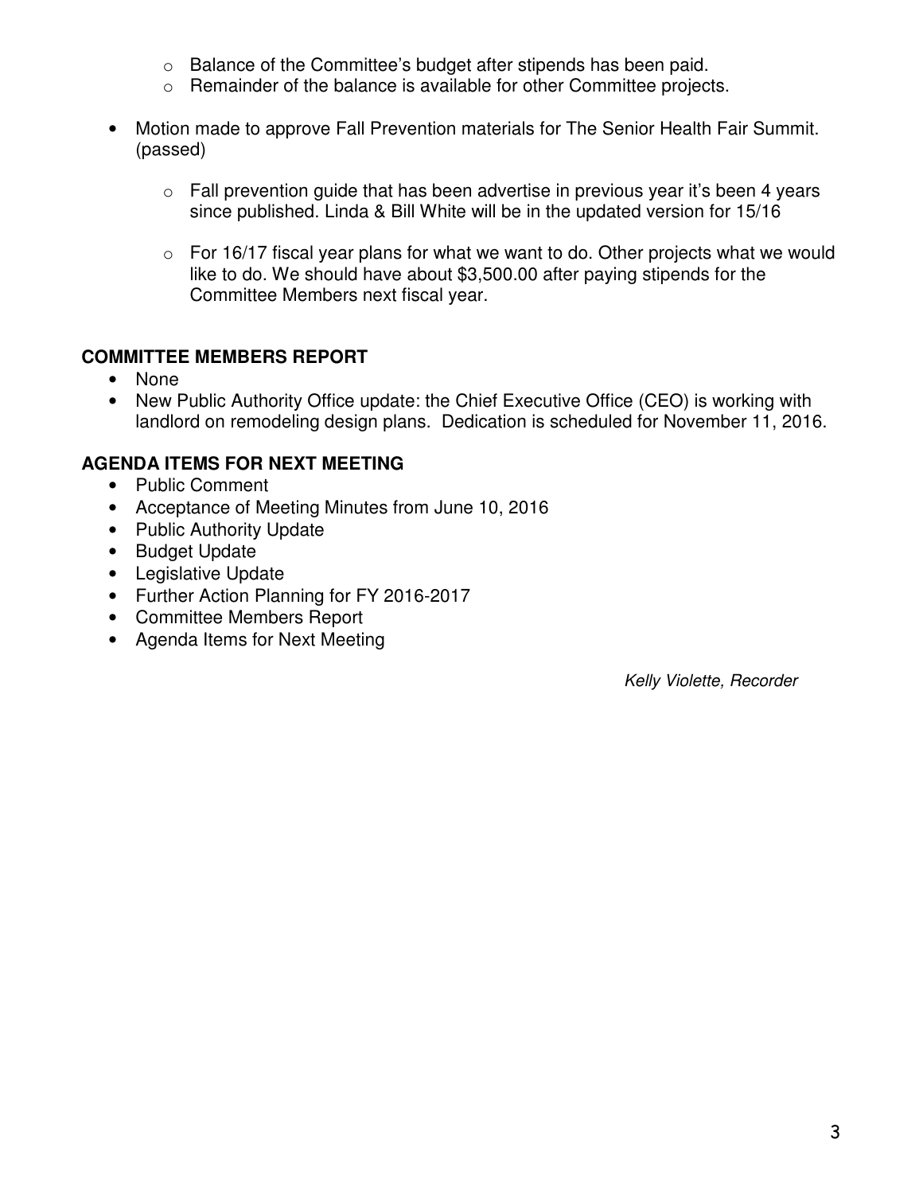- Balance of the Committee's budget after stipends has been paid.
  - Remainder of the balance is available for other Committee projects.

- Motion made to approve Fall Prevention materials for The Senior Health Fair Summit. (passed)

  - Fall prevention guide that has been advertise in previous year it's been 4 years since published. Linda & Bill White will be in the updated version for 15/16

  - For 16/17 fiscal year plans for what we want to do. Other projects what we would like to do. We should have about $3,500.00 after paying stipends for the Committee Members next fiscal year.

**COMMITTEE MEMBERS REPORT**

- None
- New Public Authority Office update: the Chief Executive Office (CEO) is working with landlord on remodeling design plans. Dedication is scheduled for November 11, 2016.

**AGENDA ITEMS FOR NEXT MEETING**

- Public Comment
- Acceptance of Meeting Minutes from June 10, 2016
- Public Authority Update
- Budget Update
- Legislative Update
- Further Action Planning for FY 2016-2017
- Committee Members Report
- Agenda Items for Next Meeting

*Kelly Violette, Recorder*